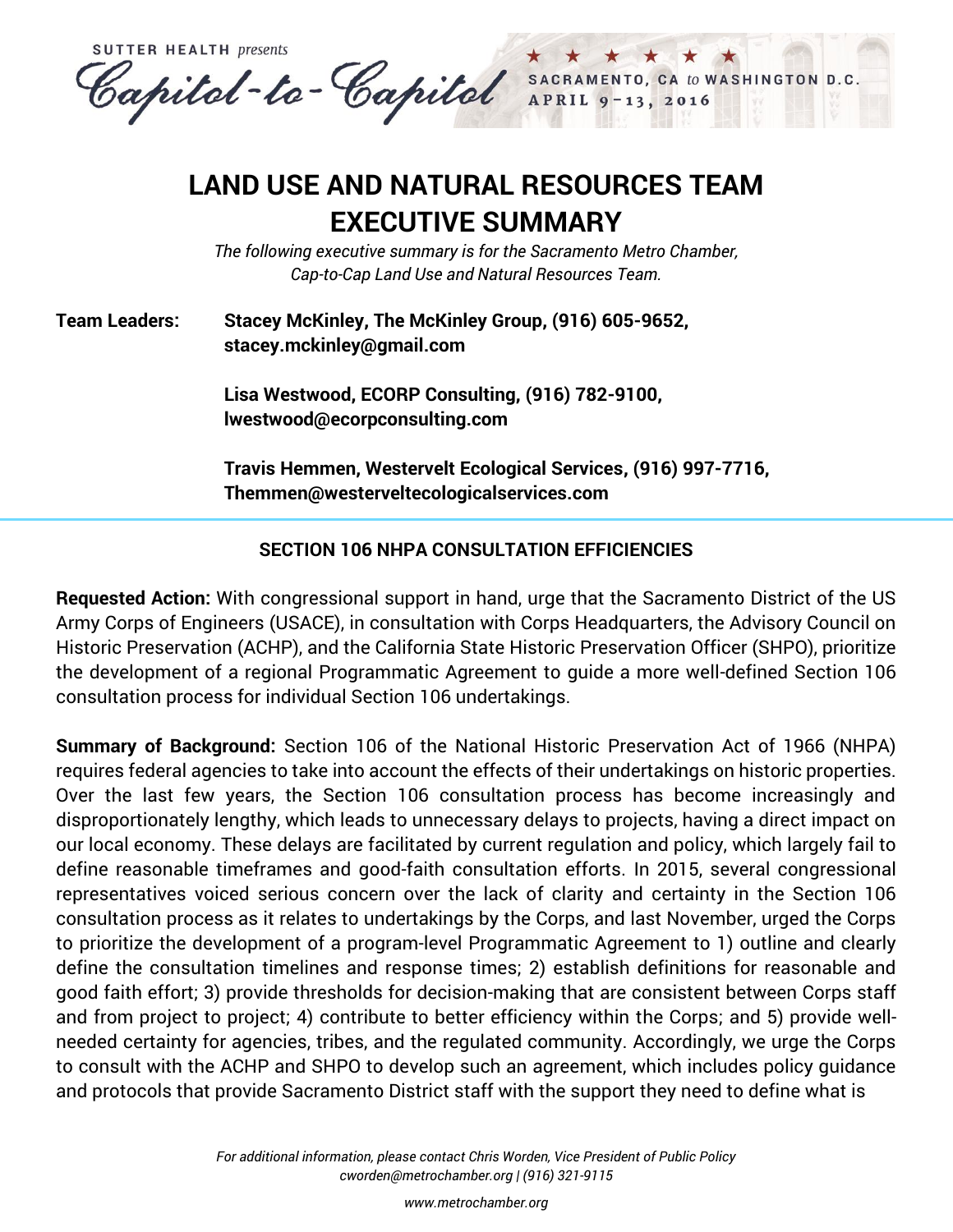SUTTER HEALTH *presents*

Capitol-to-Capitol

SACRAMENTO, CA *to* WASHINGTON D.C.
APRIL 9–13, 2016

# LAND USE AND NATURAL RESOURCES TEAM EXECUTIVE SUMMARY

*The following executive summary is for the Sacramento Metro Chamber, Cap-to-Cap Land Use and Natural Resources Team.*

**Team Leaders:**

**Stacey McKinley, The McKinley Group, (916) 605-9652, stacey.mckinley@gmail.com**

**Lisa Westwood, ECORP Consulting, (916) 782-9100, lwestwood@ecorpconsulting.com**

**Travis Hemmen, Westervelt Ecological Services, (916) 997-7716, Themmen@westerveltecologicalservices.com**

---

## SECTION 106 NHPA CONSULTATION EFFICIENCIES

**Requested Action:** With congressional support in hand, urge that the Sacramento District of the US Army Corps of Engineers (USACE), in consultation with Corps Headquarters, the Advisory Council on Historic Preservation (ACHP), and the California State Historic Preservation Officer (SHPO), prioritize the development of a regional Programmatic Agreement to guide a more well-defined Section 106 consultation process for individual Section 106 undertakings.

**Summary of Background:** Section 106 of the National Historic Preservation Act of 1966 (NHPA) requires federal agencies to take into account the effects of their undertakings on historic properties. Over the last few years, the Section 106 consultation process has become increasingly and disproportionately lengthy, which leads to unnecessary delays to projects, having a direct impact on our local economy. These delays are facilitated by current regulation and policy, which largely fail to define reasonable timeframes and good-faith consultation efforts. In 2015, several congressional representatives voiced serious concern over the lack of clarity and certainty in the Section 106 consultation process as it relates to undertakings by the Corps, and last November, urged the Corps to prioritize the development of a program-level Programmatic Agreement to 1) outline and clearly define the consultation timelines and response times; 2) establish definitions for reasonable and good faith effort; 3) provide thresholds for decision-making that are consistent between Corps staff and from project to project; 4) contribute to better efficiency within the Corps; and 5) provide well-needed certainty for agencies, tribes, and the regulated community. Accordingly, we urge the Corps to consult with the ACHP and SHPO to develop such an agreement, which includes policy guidance and protocols that provide Sacramento District staff with the support they need to define what is

*For additional information, please contact Chris Worden, Vice President of Public Policy cworden@metrochamber.org | (916) 321-9115*

*www.metrochamber.org*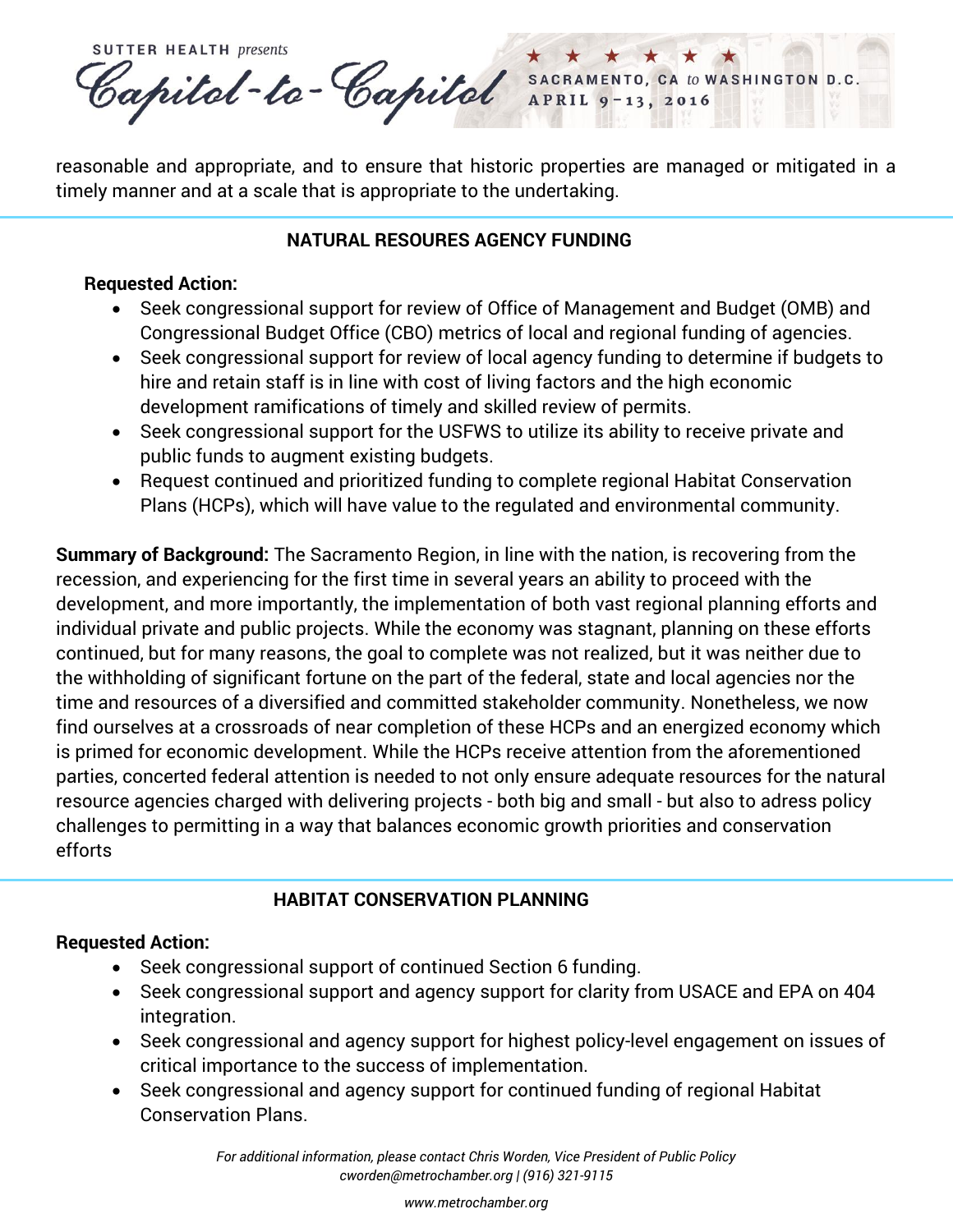reasonable and appropriate, and to ensure that historic properties are managed or mitigated in a timely manner and at a scale that is appropriate to the undertaking.

## NATURAL RESOURES AGENCY FUNDING

**Requested Action:**

- Seek congressional support for review of Office of Management and Budget (OMB) and Congressional Budget Office (CBO) metrics of local and regional funding of agencies.
- Seek congressional support for review of local agency funding to determine if budgets to hire and retain staff is in line with cost of living factors and the high economic development ramifications of timely and skilled review of permits.
- Seek congressional support for the USFWS to utilize its ability to receive private and public funds to augment existing budgets.
- Request continued and prioritized funding to complete regional Habitat Conservation Plans (HCPs), which will have value to the regulated and environmental community.

**Summary of Background:** The Sacramento Region, in line with the nation, is recovering from the recession, and experiencing for the first time in several years an ability to proceed with the development, and more importantly, the implementation of both vast regional planning efforts and individual private and public projects. While the economy was stagnant, planning on these efforts continued, but for many reasons, the goal to complete was not realized, but it was neither due to the withholding of significant fortune on the part of the federal, state and local agencies nor the time and resources of a diversified and committed stakeholder community. Nonetheless, we now find ourselves at a crossroads of near completion of these HCPs and an energized economy which is primed for economic development. While the HCPs receive attention from the aforementioned parties, concerted federal attention is needed to not only ensure adequate resources for the natural resource agencies charged with delivering projects - both big and small - but also to adress policy challenges to permitting in a way that balances economic growth priorities and conservation efforts

## HABITAT CONSERVATION PLANNING

**Requested Action:**

- Seek congressional support of continued Section 6 funding.
- Seek congressional support and agency support for clarity from USACE and EPA on 404 integration.
- Seek congressional and agency support for highest policy-level engagement on issues of critical importance to the success of implementation.
- Seek congressional and agency support for continued funding of regional Habitat Conservation Plans.

*For additional information, please contact Chris Worden, Vice President of Public Policy*
*cworden@metrochamber.org | (916) 321-9115*

*www.metrochamber.org*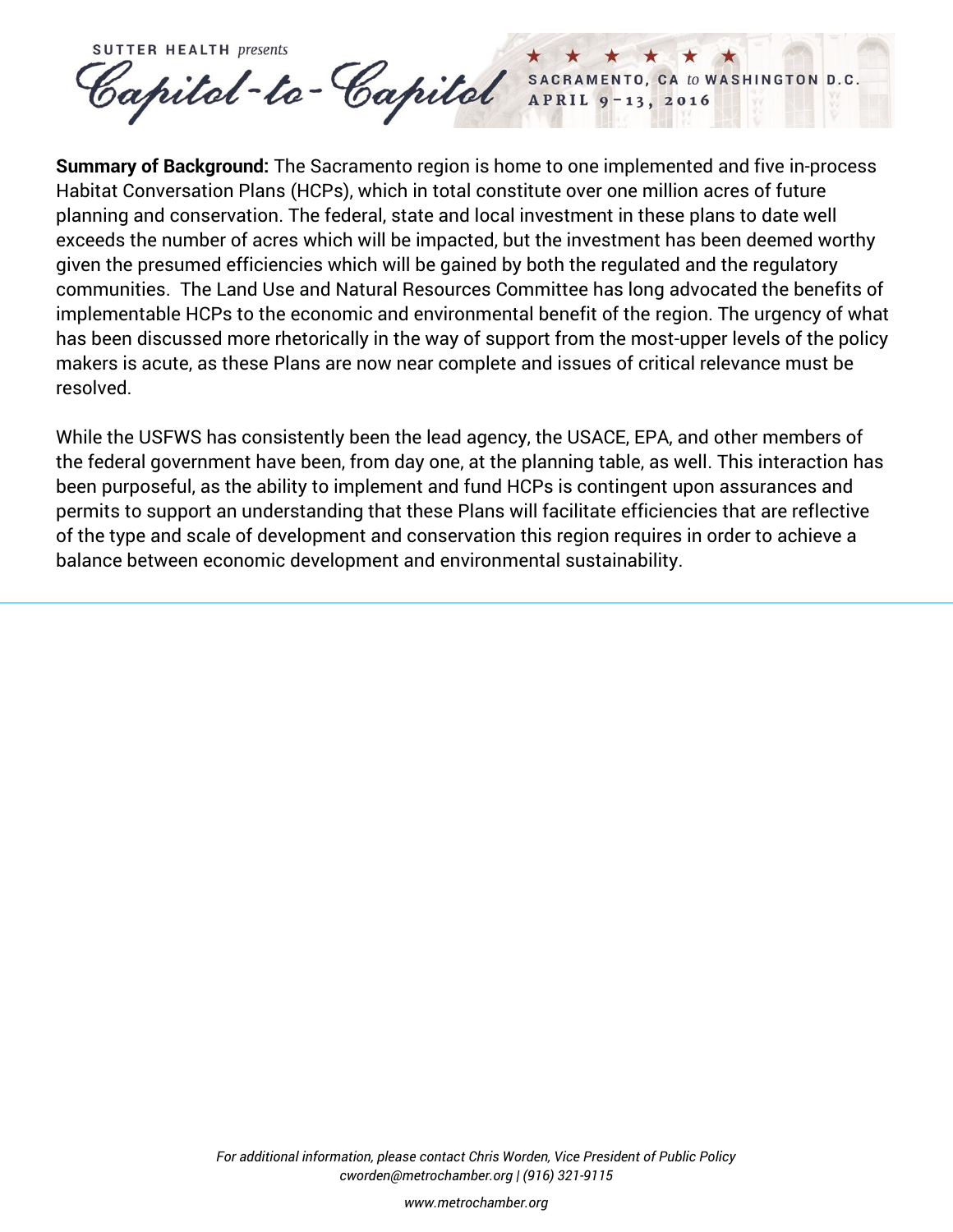**Summary of Background:** The Sacramento region is home to one implemented and five in-process Habitat Conversation Plans (HCPs), which in total constitute over one million acres of future planning and conservation. The federal, state and local investment in these plans to date well exceeds the number of acres which will be impacted, but the investment has been deemed worthy given the presumed efficiencies which will be gained by both the regulated and the regulatory communities.  The Land Use and Natural Resources Committee has long advocated the benefits of implementable HCPs to the economic and environmental benefit of the region. The urgency of what has been discussed more rhetorically in the way of support from the most-upper levels of the policy makers is acute, as these Plans are now near complete and issues of critical relevance must be resolved.

While the USFWS has consistently been the lead agency, the USACE, EPA, and other members of the federal government have been, from day one, at the planning table, as well. This interaction has been purposeful, as the ability to implement and fund HCPs is contingent upon assurances and permits to support an understanding that these Plans will facilitate efficiencies that are reflective of the type and scale of development and conservation this region requires in order to achieve a balance between economic development and environmental sustainability.

*For additional information, please contact Chris Worden, Vice President of Public Policy*
*cworden@metrochamber.org | (916) 321-9115*

*www.metrochamber.org*